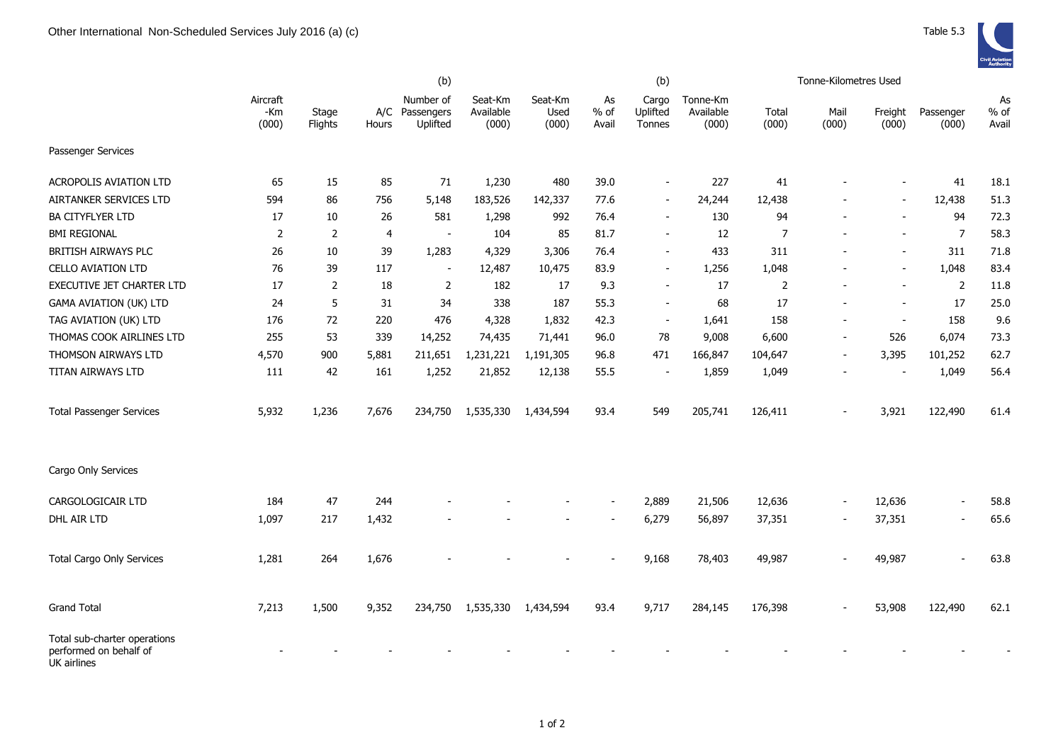# Other International Non-Scheduled Services July 2016 (a) (c)

Table 5.3

| | Aircraft -Km (000) | Stage Flights | A/C Hours | (b) Number of Passengers Uplifted | Seat-Km Available (000) | Seat-Km Used (000) | As % of Avail | (b) Cargo Uplifted Tonnes | Tonne-Km Available (000) | Tonne-Kilometres Used Total (000) | Mail (000) | Freight (000) | Passenger (000) | As % of Avail |
|---|---|---|---|---|---|---|---|---|---|---|---|---|---|---|
| **Passenger Services** | | | | | | | | | | | | | | |
| ACROPOLIS AVIATION LTD | 65 | 15 | 85 | 71 | 1,230 | 480 | 39.0 | - | 227 | 41 | - | - | 41 | 18.1 |
| AIRTANKER SERVICES LTD | 594 | 86 | 756 | 5,148 | 183,526 | 142,337 | 77.6 | - | 24,244 | 12,438 | - | - | 12,438 | 51.3 |
| BA CITYFLYER LTD | 17 | 10 | 26 | 581 | 1,298 | 992 | 76.4 | - | 130 | 94 | - | - | 94 | 72.3 |
| BMI REGIONAL | 2 | 2 | 4 | - | 104 | 85 | 81.7 | - | 12 | 7 | - | - | 7 | 58.3 |
| BRITISH AIRWAYS PLC | 26 | 10 | 39 | 1,283 | 4,329 | 3,306 | 76.4 | - | 433 | 311 | - | - | 311 | 71.8 |
| CELLO AVIATION LTD | 76 | 39 | 117 | - | 12,487 | 10,475 | 83.9 | - | 1,256 | 1,048 | - | - | 1,048 | 83.4 |
| EXECUTIVE JET CHARTER LTD | 17 | 2 | 18 | 2 | 182 | 17 | 9.3 | - | 17 | 2 | - | - | 2 | 11.8 |
| GAMA AVIATION (UK) LTD | 24 | 5 | 31 | 34 | 338 | 187 | 55.3 | - | 68 | 17 | - | - | 17 | 25.0 |
| TAG AVIATION (UK) LTD | 176 | 72 | 220 | 476 | 4,328 | 1,832 | 42.3 | - | 1,641 | 158 | - | - | 158 | 9.6 |
| THOMAS COOK AIRLINES LTD | 255 | 53 | 339 | 14,252 | 74,435 | 71,441 | 96.0 | 78 | 9,008 | 6,600 | - | 526 | 6,074 | 73.3 |
| THOMSON AIRWAYS LTD | 4,570 | 900 | 5,881 | 211,651 | 1,231,221 | 1,191,305 | 96.8 | 471 | 166,847 | 104,647 | - | 3,395 | 101,252 | 62.7 |
| TITAN AIRWAYS LTD | 111 | 42 | 161 | 1,252 | 21,852 | 12,138 | 55.5 | - | 1,859 | 1,049 | - | - | 1,049 | 56.4 |
| Total Passenger Services | 5,932 | 1,236 | 7,676 | 234,750 | 1,535,330 | 1,434,594 | 93.4 | 549 | 205,741 | 126,411 | - | 3,921 | 122,490 | 61.4 |
| **Cargo Only Services** | | | | | | | | | | | | | | |
| CARGOLOGICAIR LTD | 184 | 47 | 244 | - | - | - | - | 2,889 | 21,506 | 12,636 | - | 12,636 | - | 58.8 |
| DHL AIR LTD | 1,097 | 217 | 1,432 | - | - | - | - | 6,279 | 56,897 | 37,351 | - | 37,351 | - | 65.6 |
| Total Cargo Only Services | 1,281 | 264 | 1,676 | - | - | - | - | 9,168 | 78,403 | 49,987 | - | 49,987 | - | 63.8 |
| Grand Total | 7,213 | 1,500 | 9,352 | 234,750 | 1,535,330 | 1,434,594 | 93.4 | 9,717 | 284,145 | 176,398 | - | 53,908 | 122,490 | 62.1 |
| Total sub-charter operations performed on behalf of UK airlines | - | - | - | - | - | - | - | - | - | - | - | - | - | - |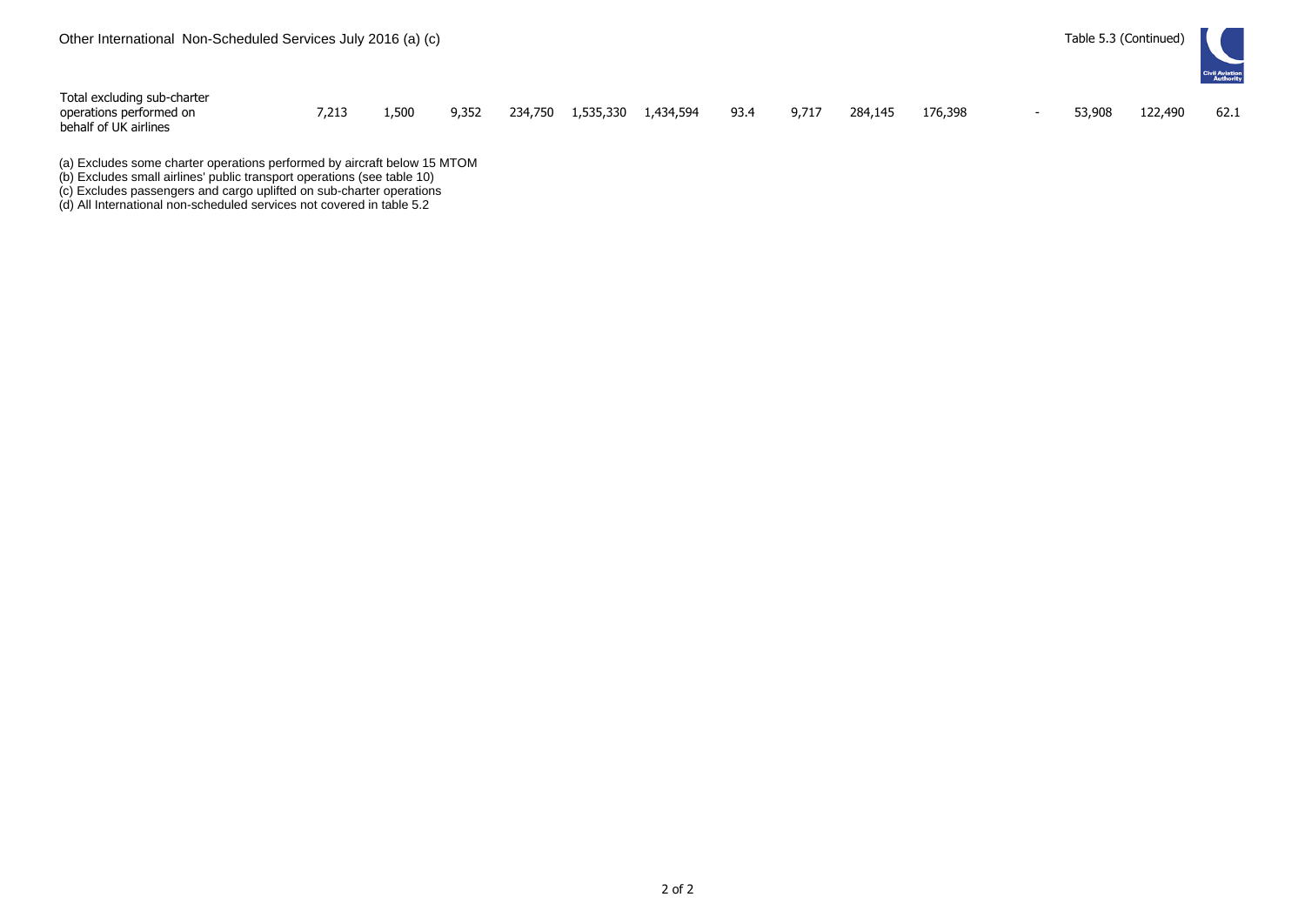Other International Non-Scheduled Services July 2016 (a) (c)

Table 5.3 (Continued)

| | | | | | | | | | | | | | | |
|---|---|---|---|---|---|---|---|---|---|---|---|---|---|---|
| Total excluding sub-charter operations performed on behalf of UK airlines | 7,213 | 1,500 | 9,352 | 234,750 | 1,535,330 | 1,434,594 | 93.4 | 9,717 | 284,145 | 176,398 | - | 53,908 | 122,490 | 62.1 |

(a) Excludes some charter operations performed by aircraft below 15 MTOM
(b) Excludes small airlines' public transport operations (see table 10)
(c) Excludes passengers and cargo uplifted on sub-charter operations
(d) All International non-scheduled services not covered in table 5.2